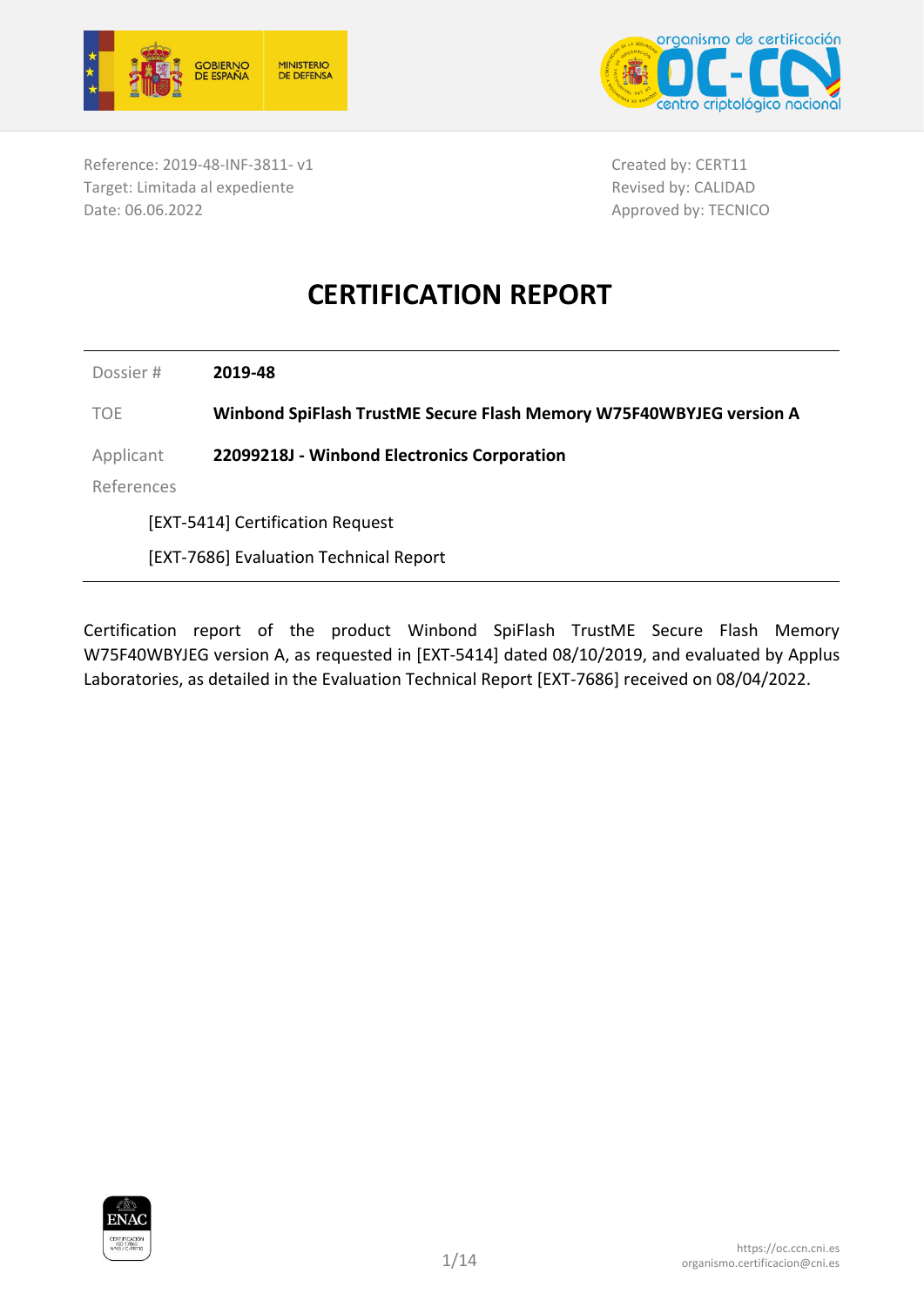Reference: 2019-48-INF-3811- v1
Target: Limitada al expediente
Date: 06.06.2022

Created by: CERT11
Revised by: CALIDAD
Approved by: TECNICO

# CERTIFICATION REPORT

| | |
|---|---|
| Dossier # | **2019-48** |
| TOE | **Winbond SpiFlash TrustME Secure Flash Memory W75F40WBYJEG version A** |
| Applicant | **22099218J - Winbond Electronics Corporation** |
| References | |

[EXT-5414] Certification Request

[EXT-7686] Evaluation Technical Report

Certification report of the product Winbond SpiFlash TrustME Secure Flash Memory W75F40WBYJEG version A, as requested in [EXT-5414] dated 08/10/2019, and evaluated by Applus Laboratories, as detailed in the Evaluation Technical Report [EXT-7686] received on 08/04/2022.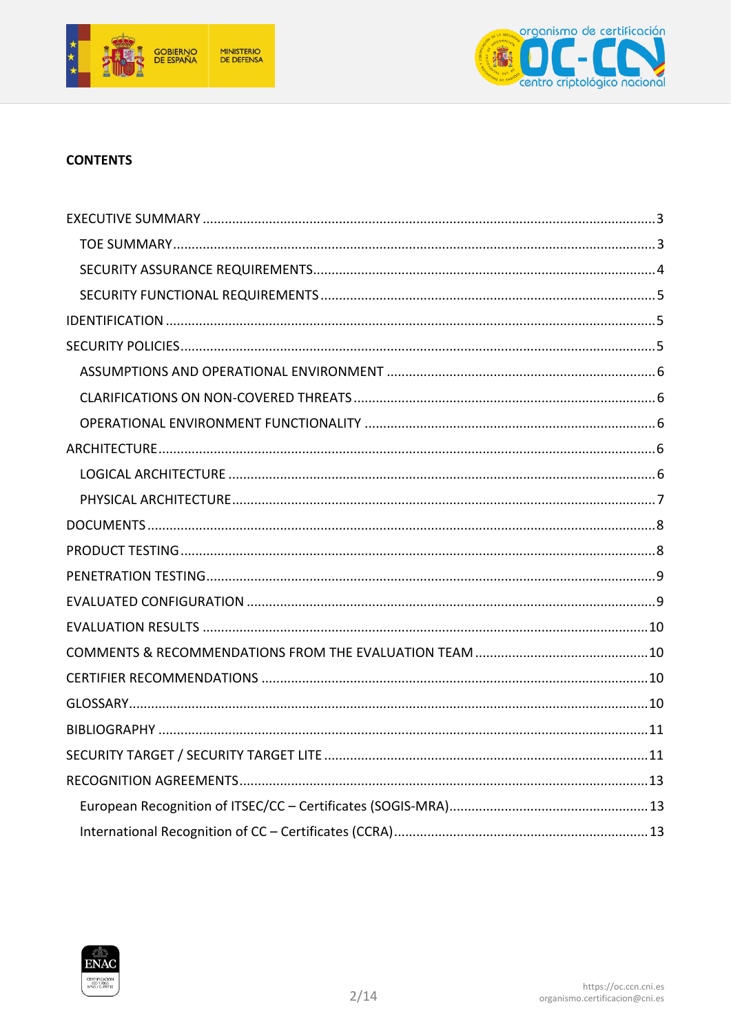**CONTENTS**

- EXECUTIVE SUMMARY ........ 3
  - TOE SUMMARY ........ 3
  - SECURITY ASSURANCE REQUIREMENTS ........ 4
  - SECURITY FUNCTIONAL REQUIREMENTS ........ 5
- IDENTIFICATION ........ 5
- SECURITY POLICIES ........ 5
  - ASSUMPTIONS AND OPERATIONAL ENVIRONMENT ........ 6
  - CLARIFICATIONS ON NON-COVERED THREATS ........ 6
  - OPERATIONAL ENVIRONMENT FUNCTIONALITY ........ 6
- ARCHITECTURE ........ 6
  - LOGICAL ARCHITECTURE ........ 6
  - PHYSICAL ARCHITECTURE ........ 7
- DOCUMENTS ........ 8
- PRODUCT TESTING ........ 8
- PENETRATION TESTING ........ 9
- EVALUATED CONFIGURATION ........ 9
- EVALUATION RESULTS ........ 10
- COMMENTS & RECOMMENDATIONS FROM THE EVALUATION TEAM ........ 10
- CERTIFIER RECOMMENDATIONS ........ 10
- GLOSSARY ........ 10
- BIBLIOGRAPHY ........ 11
- SECURITY TARGET / SECURITY TARGET LITE ........ 11
- RECOGNITION AGREEMENTS ........ 13
  - European Recognition of ITSEC/CC – Certificates (SOGIS-MRA) ........ 13
  - International Recognition of CC – Certificates (CCRA) ........ 13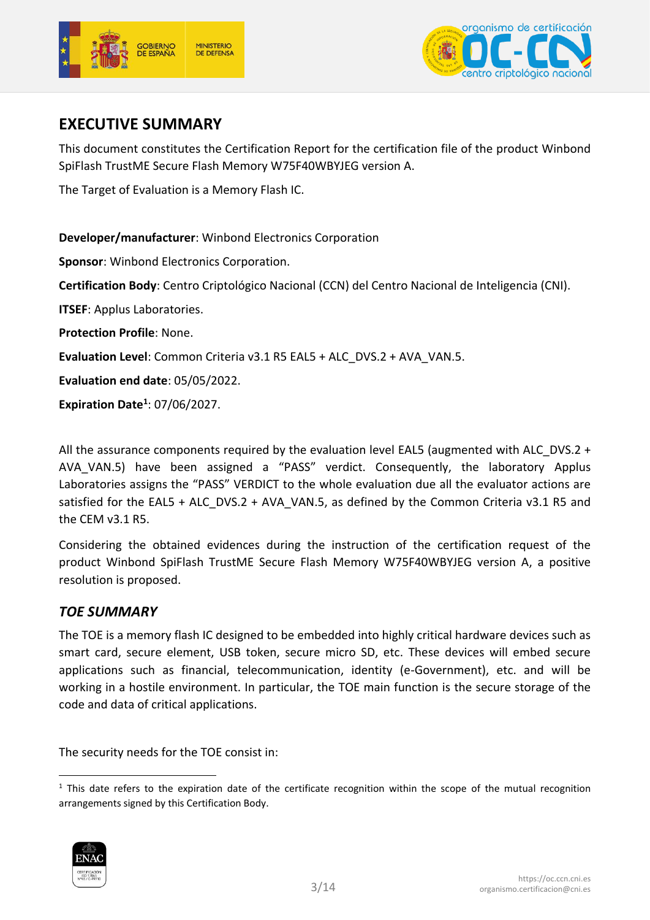## EXECUTIVE SUMMARY

This document constitutes the Certification Report for the certification file of the product Winbond SpiFlash TrustME Secure Flash Memory W75F40WBYJEG version A.

The Target of Evaluation is a Memory Flash IC.

**Developer/manufacturer**: Winbond Electronics Corporation

**Sponsor**: Winbond Electronics Corporation.

**Certification Body**: Centro Criptológico Nacional (CCN) del Centro Nacional de Inteligencia (CNI).

**ITSEF**: Applus Laboratories.

**Protection Profile**: None.

**Evaluation Level**: Common Criteria v3.1 R5 EAL5 + ALC_DVS.2 + AVA_VAN.5.

**Evaluation end date**: 05/05/2022.

**Expiration Date**[1]: 07/06/2027.

All the assurance components required by the evaluation level EAL5 (augmented with ALC_DVS.2 + AVA_VAN.5) have been assigned a "PASS" verdict. Consequently, the laboratory Applus Laboratories assigns the "PASS" VERDICT to the whole evaluation due all the evaluator actions are satisfied for the EAL5 + ALC_DVS.2 + AVA_VAN.5, as defined by the Common Criteria v3.1 R5 and the CEM v3.1 R5.

Considering the obtained evidences during the instruction of the certification request of the product Winbond SpiFlash TrustME Secure Flash Memory W75F40WBYJEG version A, a positive resolution is proposed.

### *TOE SUMMARY*

The TOE is a memory flash IC designed to be embedded into highly critical hardware devices such as smart card, secure element, USB token, secure micro SD, etc. These devices will embed secure applications such as financial, telecommunication, identity (e-Government), etc. and will be working in a hostile environment. In particular, the TOE main function is the secure storage of the code and data of critical applications.

The security needs for the TOE consist in:

---

[1] This date refers to the expiration date of the certificate recognition within the scope of the mutual recognition arrangements signed by this Certification Body.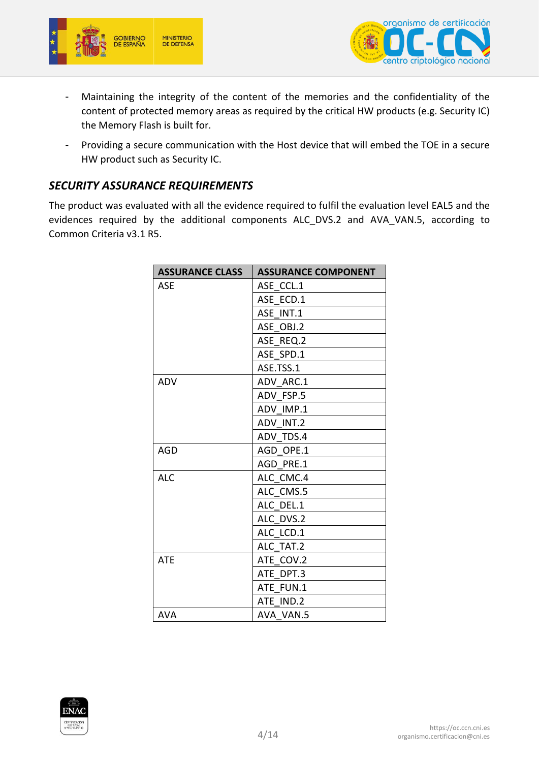- Maintaining the integrity of the content of the memories and the confidentiality of the content of protected memory areas as required by the critical HW products (e.g. Security IC) the Memory Flash is built for.
- Providing a secure communication with the Host device that will embed the TOE in a secure HW product such as Security IC.

## *SECURITY ASSURANCE REQUIREMENTS*

The product was evaluated with all the evidence required to fulfil the evaluation level EAL5 and the evidences required by the additional components ALC_DVS.2 and AVA_VAN.5, according to Common Criteria v3.1 R5.

| ASSURANCE CLASS | ASSURANCE COMPONENT |
|---|---|
| ASE | ASE_CCL.1 |
| | ASE_ECD.1 |
| | ASE_INT.1 |
| | ASE_OBJ.2 |
| | ASE_REQ.2 |
| | ASE_SPD.1 |
| | ASE.TSS.1 |
| ADV | ADV_ARC.1 |
| | ADV_FSP.5 |
| | ADV_IMP.1 |
| | ADV_INT.2 |
| | ADV_TDS.4 |
| AGD | AGD_OPE.1 |
| | AGD_PRE.1 |
| ALC | ALC_CMC.4 |
| | ALC_CMS.5 |
| | ALC_DEL.1 |
| | ALC_DVS.2 |
| | ALC_LCD.1 |
| | ALC_TAT.2 |
| ATE | ATE_COV.2 |
| | ATE_DPT.3 |
| | ATE_FUN.1 |
| | ATE_IND.2 |
| AVA | AVA_VAN.5 |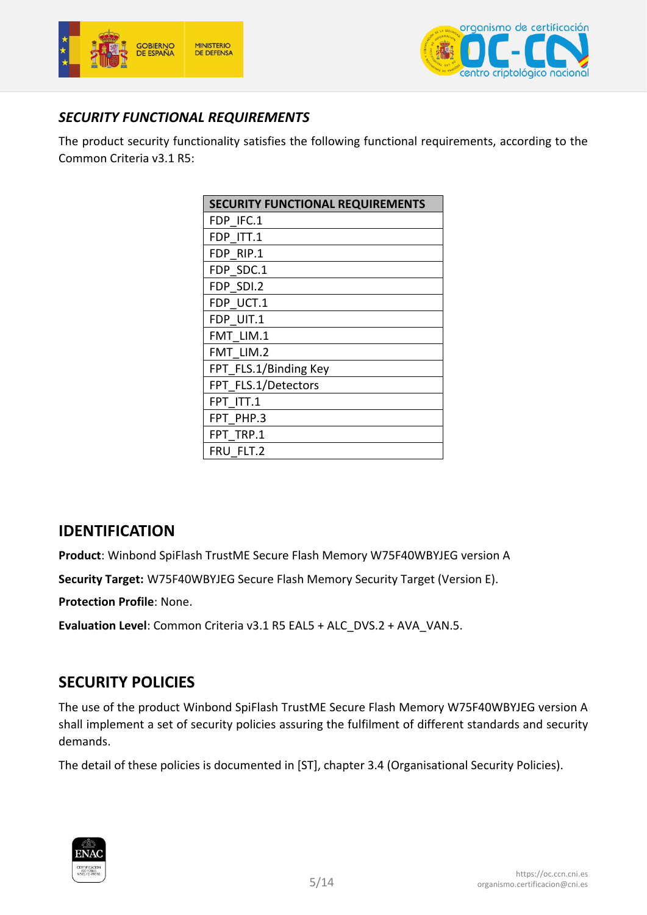### *SECURITY FUNCTIONAL REQUIREMENTS*

The product security functionality satisfies the following functional requirements, according to the Common Criteria v3.1 R5:

| SECURITY FUNCTIONAL REQUIREMENTS |
|---|
| FDP_IFC.1 |
| FDP_ITT.1 |
| FDP_RIP.1 |
| FDP_SDC.1 |
| FDP_SDI.2 |
| FDP_UCT.1 |
| FDP_UIT.1 |
| FMT_LIM.1 |
| FMT_LIM.2 |
| FPT_FLS.1/Binding Key |
| FPT_FLS.1/Detectors |
| FPT_ITT.1 |
| FPT_PHP.3 |
| FPT_TRP.1 |
| FRU_FLT.2 |

## IDENTIFICATION

**Product**: Winbond SpiFlash TrustME Secure Flash Memory W75F40WBYJEG version A

**Security Target:** W75F40WBYJEG Secure Flash Memory Security Target (Version E).

**Protection Profile**: None.

**Evaluation Level**: Common Criteria v3.1 R5 EAL5 + ALC_DVS.2 + AVA_VAN.5.

## SECURITY POLICIES

The use of the product Winbond SpiFlash TrustME Secure Flash Memory W75F40WBYJEG version A shall implement a set of security policies assuring the fulfilment of different standards and security demands.

The detail of these policies is documented in [ST], chapter 3.4 (Organisational Security Policies).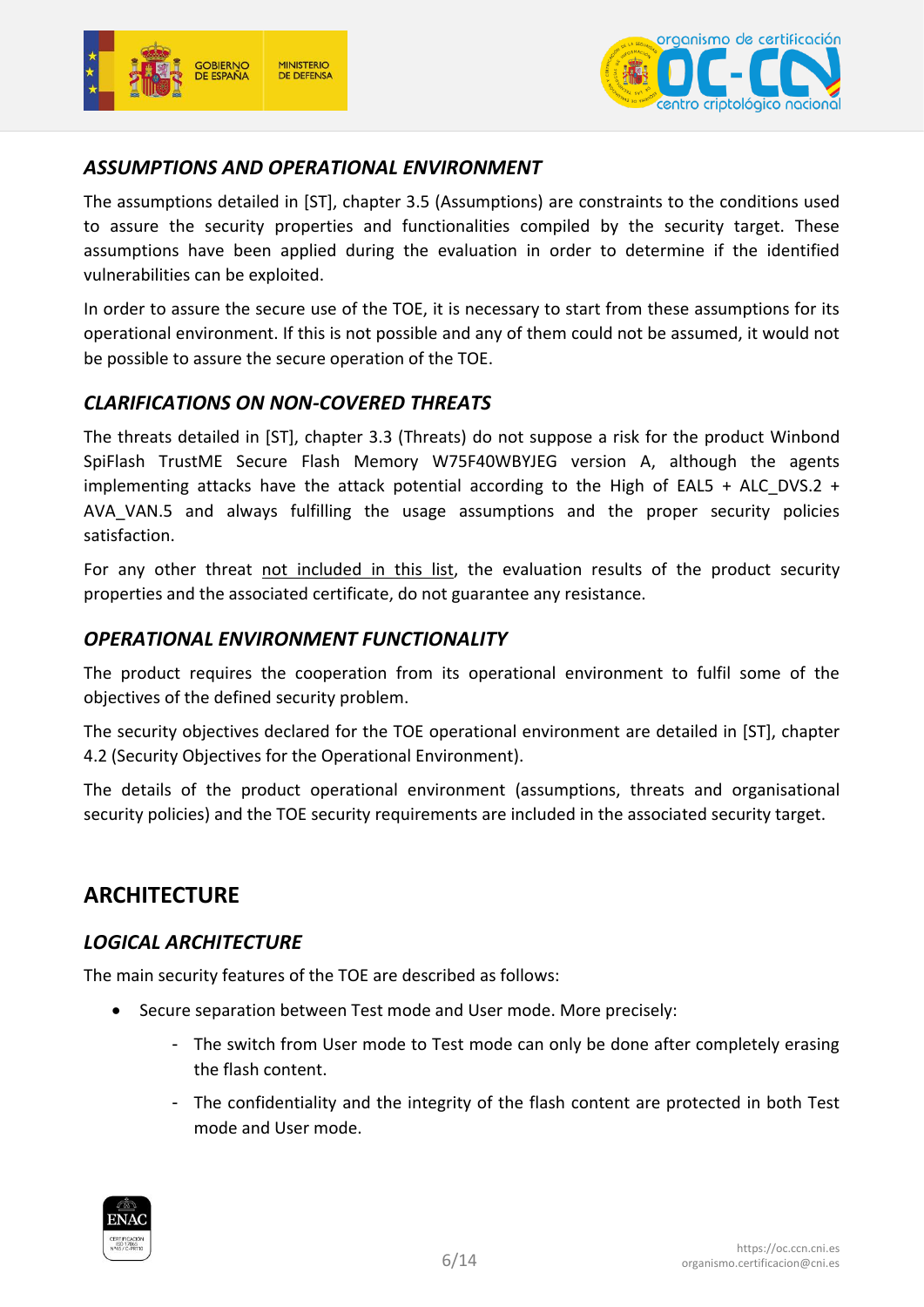### *ASSUMPTIONS AND OPERATIONAL ENVIRONMENT*

The assumptions detailed in [ST], chapter 3.5 (Assumptions) are constraints to the conditions used to assure the security properties and functionalities compiled by the security target. These assumptions have been applied during the evaluation in order to determine if the identified vulnerabilities can be exploited.

In order to assure the secure use of the TOE, it is necessary to start from these assumptions for its operational environment. If this is not possible and any of them could not be assumed, it would not be possible to assure the secure operation of the TOE.

### *CLARIFICATIONS ON NON-COVERED THREATS*

The threats detailed in [ST], chapter 3.3 (Threats) do not suppose a risk for the product Winbond SpiFlash TrustME Secure Flash Memory W75F40WBYJEG version A, although the agents implementing attacks have the attack potential according to the High of EAL5 + ALC_DVS.2 + AVA_VAN.5 and always fulfilling the usage assumptions and the proper security policies satisfaction.

For any other threat <u>not included in this list</u>, the evaluation results of the product security properties and the associated certificate, do not guarantee any resistance.

### *OPERATIONAL ENVIRONMENT FUNCTIONALITY*

The product requires the cooperation from its operational environment to fulfil some of the objectives of the defined security problem.

The security objectives declared for the TOE operational environment are detailed in [ST], chapter 4.2 (Security Objectives for the Operational Environment).

The details of the product operational environment (assumptions, threats and organisational security policies) and the TOE security requirements are included in the associated security target.

## ARCHITECTURE

### *LOGICAL ARCHITECTURE*

The main security features of the TOE are described as follows:

- Secure separation between Test mode and User mode. More precisely:
  - The switch from User mode to Test mode can only be done after completely erasing the flash content.
  - The confidentiality and the integrity of the flash content are protected in both Test mode and User mode.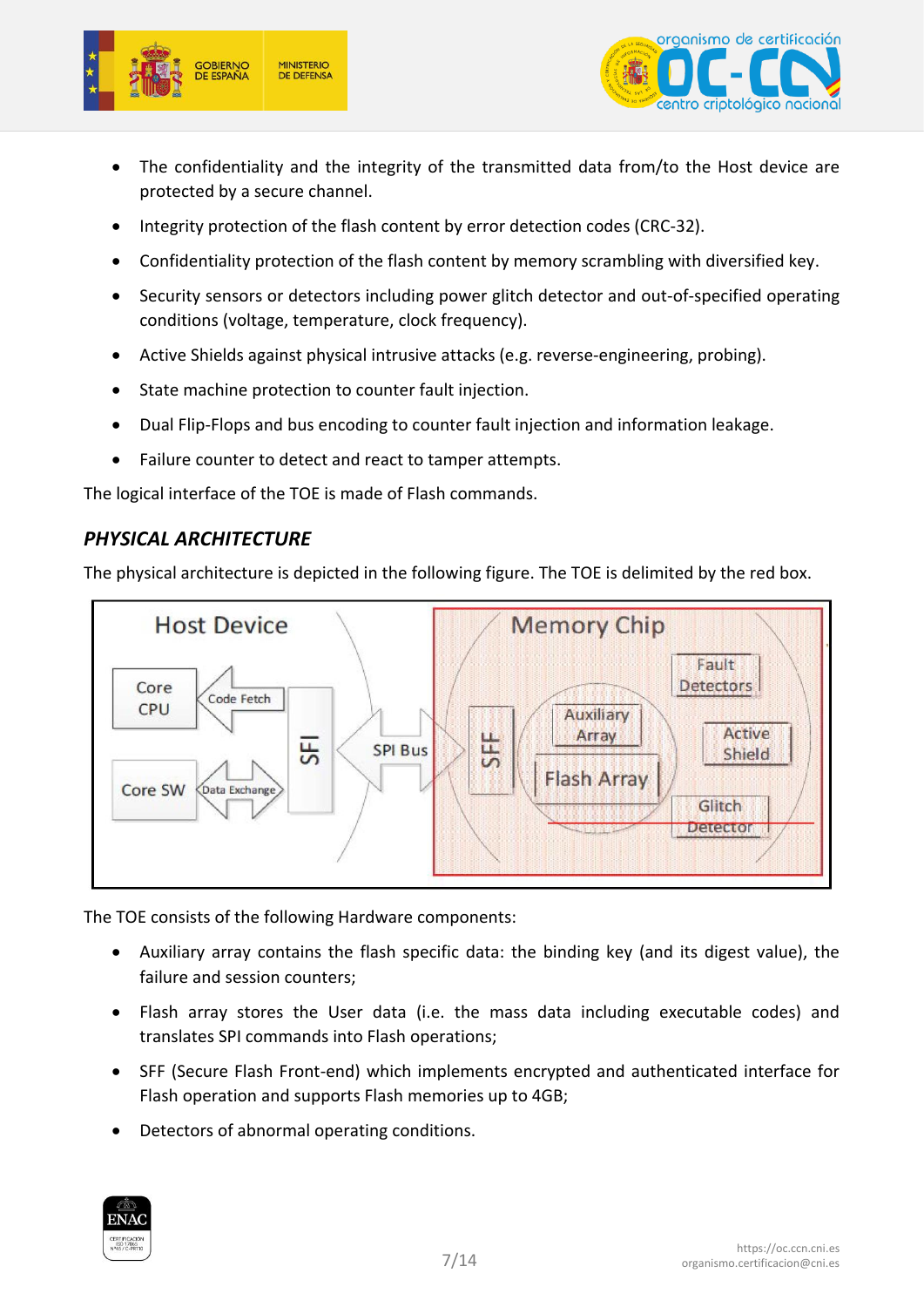- The confidentiality and the integrity of the transmitted data from/to the Host device are protected by a secure channel.
- Integrity protection of the flash content by error detection codes (CRC-32).
- Confidentiality protection of the flash content by memory scrambling with diversified key.
- Security sensors or detectors including power glitch detector and out-of-specified operating conditions (voltage, temperature, clock frequency).
- Active Shields against physical intrusive attacks (e.g. reverse-engineering, probing).
- State machine protection to counter fault injection.
- Dual Flip-Flops and bus encoding to counter fault injection and information leakage.
- Failure counter to detect and react to tamper attempts.

The logical interface of the TOE is made of Flash commands.

## *PHYSICAL ARCHITECTURE*

The physical architecture is depicted in the following figure. The TOE is delimited by the red box.

The TOE consists of the following Hardware components:

- Auxiliary array contains the flash specific data: the binding key (and its digest value), the failure and session counters;
- Flash array stores the User data (i.e. the mass data including executable codes) and translates SPI commands into Flash operations;
- SFF (Secure Flash Front-end) which implements encrypted and authenticated interface for Flash operation and supports Flash memories up to 4GB;
- Detectors of abnormal operating conditions.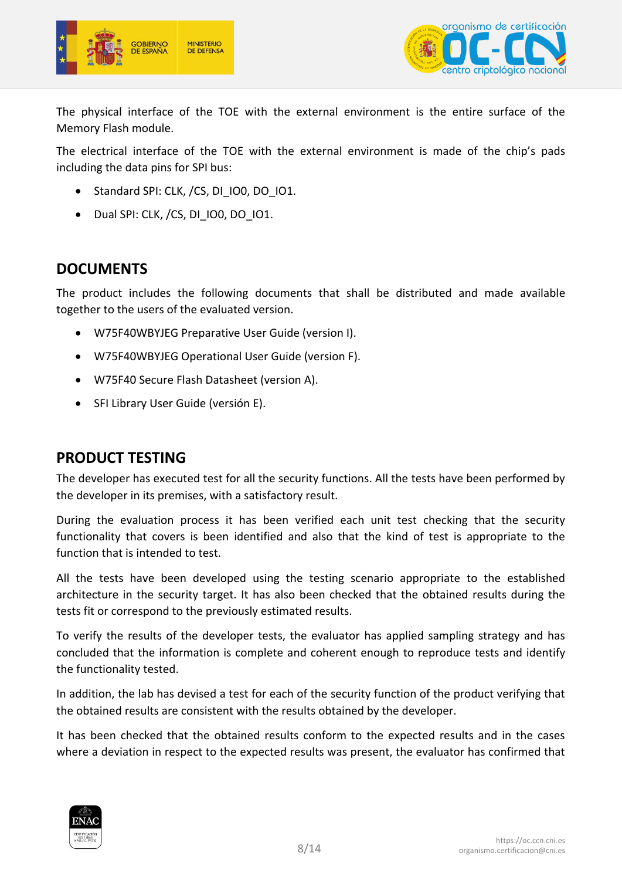The physical interface of the TOE with the external environment is the entire surface of the Memory Flash module.

The electrical interface of the TOE with the external environment is made of the chip's pads including the data pins for SPI bus:

- Standard SPI: CLK, /CS, DI_IO0, DO_IO1.
- Dual SPI: CLK, /CS, DI_IO0, DO_IO1.

## DOCUMENTS

The product includes the following documents that shall be distributed and made available together to the users of the evaluated version.

- W75F40WBYJEG Preparative User Guide (version I).
- W75F40WBYJEG Operational User Guide (version F).
- W75F40 Secure Flash Datasheet (version A).
- SFI Library User Guide (versión E).

## PRODUCT TESTING

The developer has executed test for all the security functions. All the tests have been performed by the developer in its premises, with a satisfactory result.

During the evaluation process it has been verified each unit test checking that the security functionality that covers is been identified and also that the kind of test is appropriate to the function that is intended to test.

All the tests have been developed using the testing scenario appropriate to the established architecture in the security target. It has also been checked that the obtained results during the tests fit or correspond to the previously estimated results.

To verify the results of the developer tests, the evaluator has applied sampling strategy and has concluded that the information is complete and coherent enough to reproduce tests and identify the functionality tested.

In addition, the lab has devised a test for each of the security function of the product verifying that the obtained results are consistent with the results obtained by the developer.

It has been checked that the obtained results conform to the expected results and in the cases where a deviation in respect to the expected results was present, the evaluator has confirmed that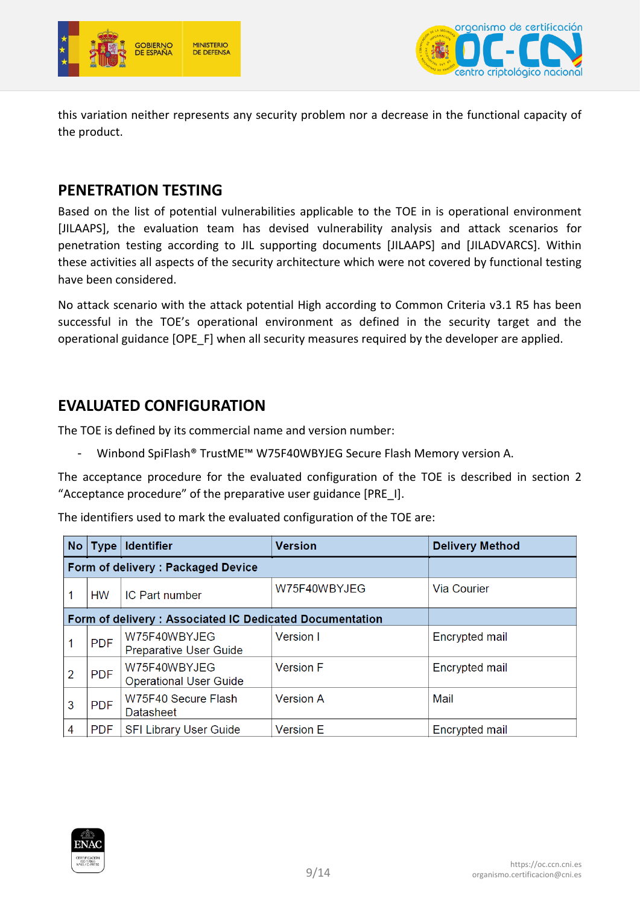this variation neither represents any security problem nor a decrease in the functional capacity of the product.

## PENETRATION TESTING

Based on the list of potential vulnerabilities applicable to the TOE in is operational environment [JILAAPS], the evaluation team has devised vulnerability analysis and attack scenarios for penetration testing according to JIL supporting documents [JILAAPS] and [JILADVARCS]. Within these activities all aspects of the security architecture which were not covered by functional testing have been considered.

No attack scenario with the attack potential High according to Common Criteria v3.1 R5 has been successful in the TOE's operational environment as defined in the security target and the operational guidance [OPE_F] when all security measures required by the developer are applied.

## EVALUATED CONFIGURATION

The TOE is defined by its commercial name and version number:

- Winbond SpiFlash® TrustME™ W75F40WBYJEG Secure Flash Memory version A.

The acceptance procedure for the evaluated configuration of the TOE is described in section 2 "Acceptance procedure" of the preparative user guidance [PRE_I].

The identifiers used to mark the evaluated configuration of the TOE are:

| No | Type | Identifier | Version | Delivery Method |
|---|---|---|---|---|
| **Form of delivery : Packaged Device** | | | | |
| 1 | HW | IC Part number | W75F40WBYJEG | Via Courier |
| **Form of delivery : Associated IC Dedicated Documentation** | | | | |
| 1 | PDF | W75F40WBYJEG Preparative User Guide | Version I | Encrypted mail |
| 2 | PDF | W75F40WBYJEG Operational User Guide | Version F | Encrypted mail |
| 3 | PDF | W75F40 Secure Flash Datasheet | Version A | Mail |
| 4 | PDF | SFI Library User Guide | Version E | Encrypted mail |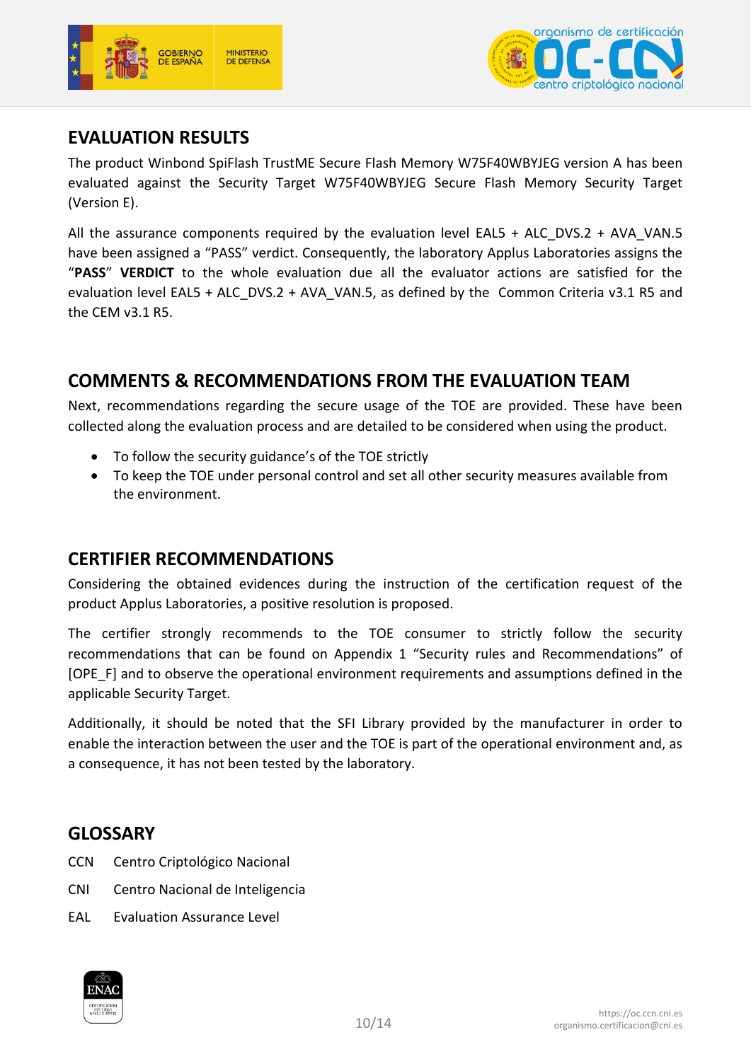## EVALUATION RESULTS

The product Winbond SpiFlash TrustME Secure Flash Memory W75F40WBYJEG version A has been evaluated against the Security Target W75F40WBYJEG Secure Flash Memory Security Target (Version E).

All the assurance components required by the evaluation level EAL5 + ALC_DVS.2 + AVA_VAN.5 have been assigned a "PASS" verdict. Consequently, the laboratory Applus Laboratories assigns the "**PASS**" **VERDICT** to the whole evaluation due all the evaluator actions are satisfied for the evaluation level EAL5 + ALC_DVS.2 + AVA_VAN.5, as defined by the Common Criteria v3.1 R5 and the CEM v3.1 R5.

## COMMENTS & RECOMMENDATIONS FROM THE EVALUATION TEAM

Next, recommendations regarding the secure usage of the TOE are provided. These have been collected along the evaluation process and are detailed to be considered when using the product.

- To follow the security guidance's of the TOE strictly
- To keep the TOE under personal control and set all other security measures available from the environment.

## CERTIFIER RECOMMENDATIONS

Considering the obtained evidences during the instruction of the certification request of the product Applus Laboratories, a positive resolution is proposed.

The certifier strongly recommends to the TOE consumer to strictly follow the security recommendations that can be found on Appendix 1 "Security rules and Recommendations" of [OPE_F] and to observe the operational environment requirements and assumptions defined in the applicable Security Target.

Additionally, it should be noted that the SFI Library provided by the manufacturer in order to enable the interaction between the user and the TOE is part of the operational environment and, as a consequence, it has not been tested by the laboratory.

## GLOSSARY

CCN Centro Criptológico Nacional

CNI Centro Nacional de Inteligencia

EAL Evaluation Assurance Level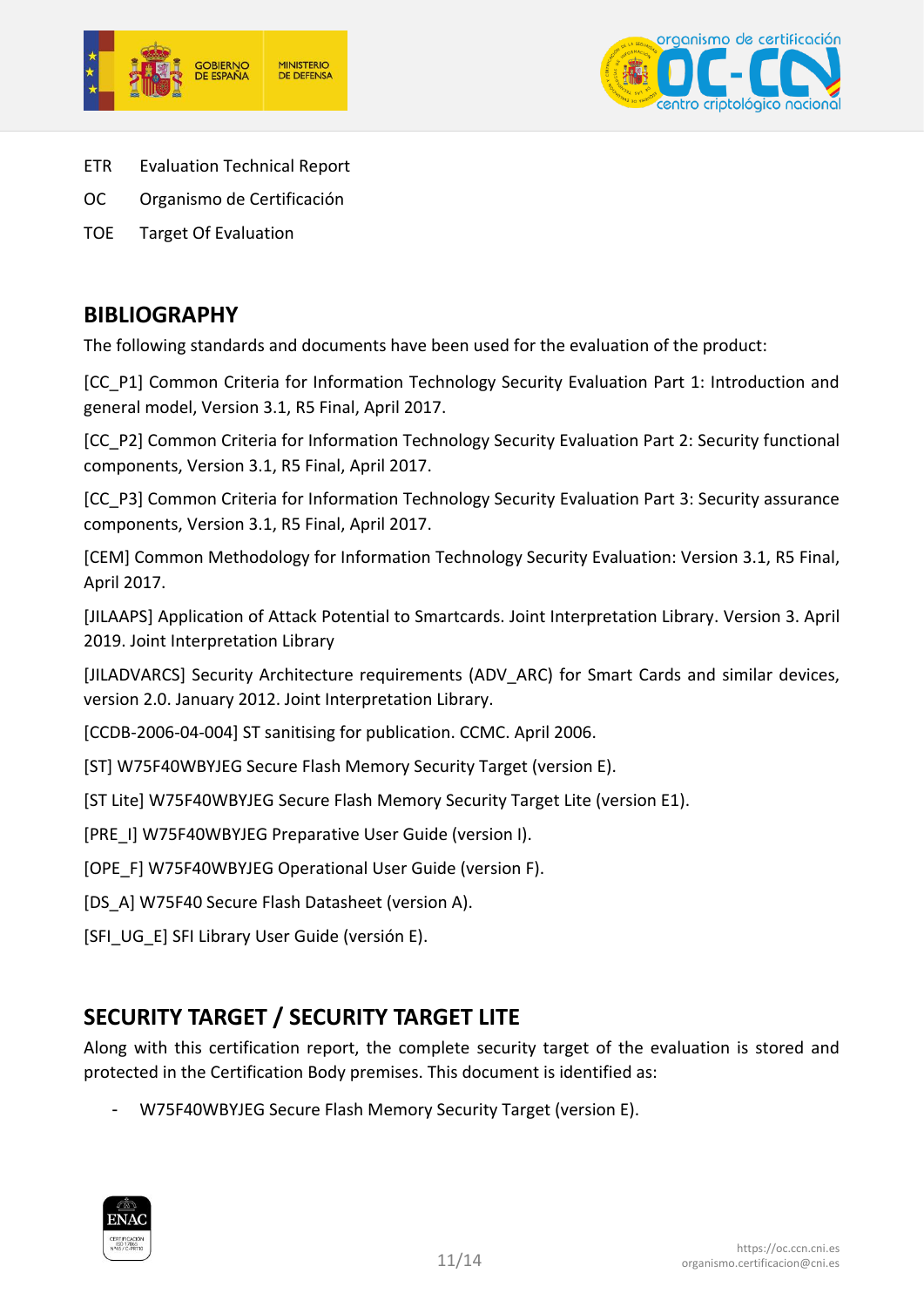ETR Evaluation Technical Report

OC Organismo de Certificación

TOE Target Of Evaluation

## BIBLIOGRAPHY

The following standards and documents have been used for the evaluation of the product:

[CC_P1] Common Criteria for Information Technology Security Evaluation Part 1: Introduction and general model, Version 3.1, R5 Final, April 2017.

[CC_P2] Common Criteria for Information Technology Security Evaluation Part 2: Security functional components, Version 3.1, R5 Final, April 2017.

[CC_P3] Common Criteria for Information Technology Security Evaluation Part 3: Security assurance components, Version 3.1, R5 Final, April 2017.

[CEM] Common Methodology for Information Technology Security Evaluation: Version 3.1, R5 Final, April 2017.

[JILAAPS] Application of Attack Potential to Smartcards. Joint Interpretation Library. Version 3. April 2019. Joint Interpretation Library

[JILADVARCS] Security Architecture requirements (ADV_ARC) for Smart Cards and similar devices, version 2.0. January 2012. Joint Interpretation Library.

[CCDB-2006-04-004] ST sanitising for publication. CCMC. April 2006.

[ST] W75F40WBYJEG Secure Flash Memory Security Target (version E).

[ST Lite] W75F40WBYJEG Secure Flash Memory Security Target Lite (version E1).

[PRE_I] W75F40WBYJEG Preparative User Guide (version I).

[OPE_F] W75F40WBYJEG Operational User Guide (version F).

[DS_A] W75F40 Secure Flash Datasheet (version A).

[SFI_UG_E] SFI Library User Guide (versión E).

## SECURITY TARGET / SECURITY TARGET LITE

Along with this certification report, the complete security target of the evaluation is stored and protected in the Certification Body premises. This document is identified as:

- W75F40WBYJEG Secure Flash Memory Security Target (version E).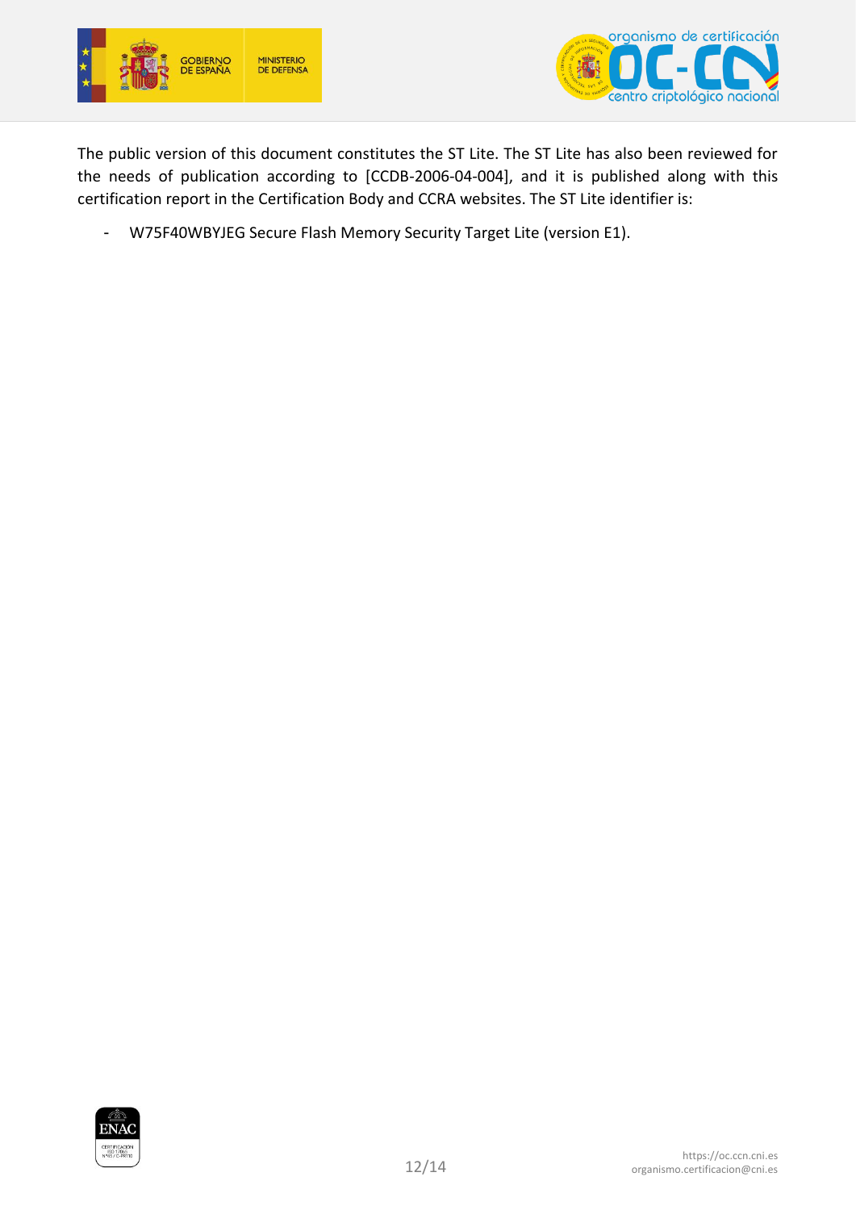The public version of this document constitutes the ST Lite. The ST Lite has also been reviewed for the needs of publication according to [CCDB-2006-04-004], and it is published along with this certification report in the Certification Body and CCRA websites. The ST Lite identifier is:

- W75F40WBYJEG Secure Flash Memory Security Target Lite (version E1).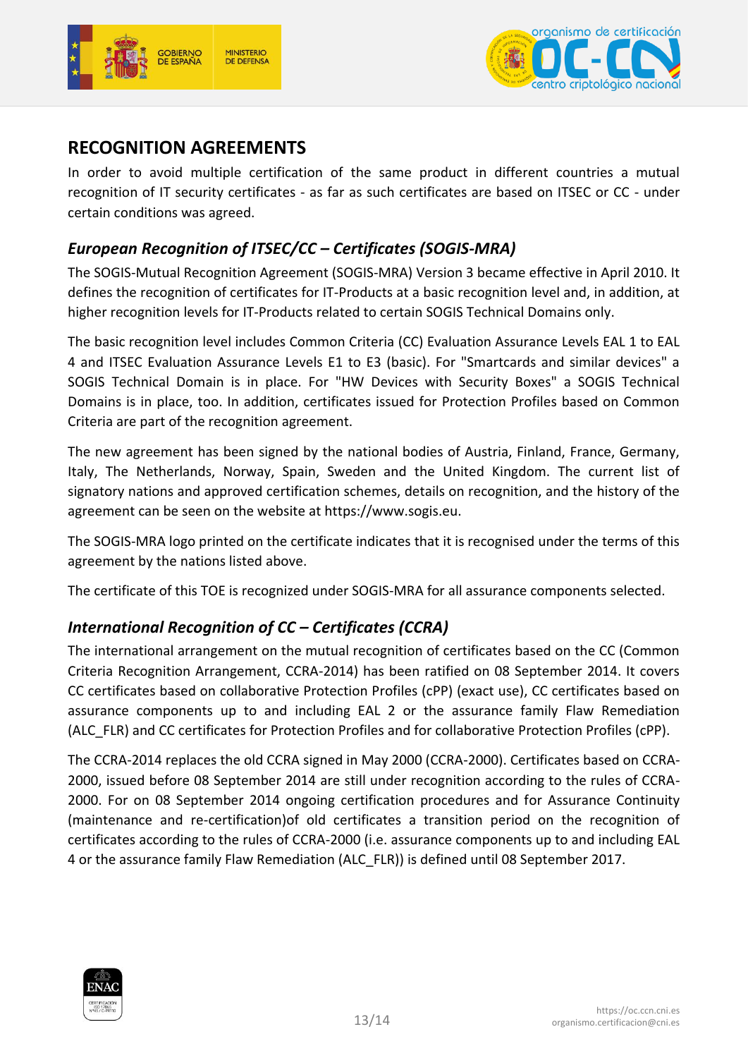## RECOGNITION AGREEMENTS

In order to avoid multiple certification of the same product in different countries a mutual recognition of IT security certificates - as far as such certificates are based on ITSEC or CC - under certain conditions was agreed.

### *European Recognition of ITSEC/CC – Certificates (SOGIS-MRA)*

The SOGIS-Mutual Recognition Agreement (SOGIS-MRA) Version 3 became effective in April 2010. It defines the recognition of certificates for IT-Products at a basic recognition level and, in addition, at higher recognition levels for IT-Products related to certain SOGIS Technical Domains only.

The basic recognition level includes Common Criteria (CC) Evaluation Assurance Levels EAL 1 to EAL 4 and ITSEC Evaluation Assurance Levels E1 to E3 (basic). For "Smartcards and similar devices" a SOGIS Technical Domain is in place. For "HW Devices with Security Boxes" a SOGIS Technical Domains is in place, too. In addition, certificates issued for Protection Profiles based on Common Criteria are part of the recognition agreement.

The new agreement has been signed by the national bodies of Austria, Finland, France, Germany, Italy, The Netherlands, Norway, Spain, Sweden and the United Kingdom. The current list of signatory nations and approved certification schemes, details on recognition, and the history of the agreement can be seen on the website at https://www.sogis.eu.

The SOGIS-MRA logo printed on the certificate indicates that it is recognised under the terms of this agreement by the nations listed above.

The certificate of this TOE is recognized under SOGIS-MRA for all assurance components selected.

### *International Recognition of CC – Certificates (CCRA)*

The international arrangement on the mutual recognition of certificates based on the CC (Common Criteria Recognition Arrangement, CCRA-2014) has been ratified on 08 September 2014. It covers CC certificates based on collaborative Protection Profiles (cPP) (exact use), CC certificates based on assurance components up to and including EAL 2 or the assurance family Flaw Remediation (ALC_FLR) and CC certificates for Protection Profiles and for collaborative Protection Profiles (cPP).

The CCRA-2014 replaces the old CCRA signed in May 2000 (CCRA-2000). Certificates based on CCRA-2000, issued before 08 September 2014 are still under recognition according to the rules of CCRA-2000. For on 08 September 2014 ongoing certification procedures and for Assurance Continuity (maintenance and re-certification)of old certificates a transition period on the recognition of certificates according to the rules of CCRA-2000 (i.e. assurance components up to and including EAL 4 or the assurance family Flaw Remediation (ALC_FLR)) is defined until 08 September 2017.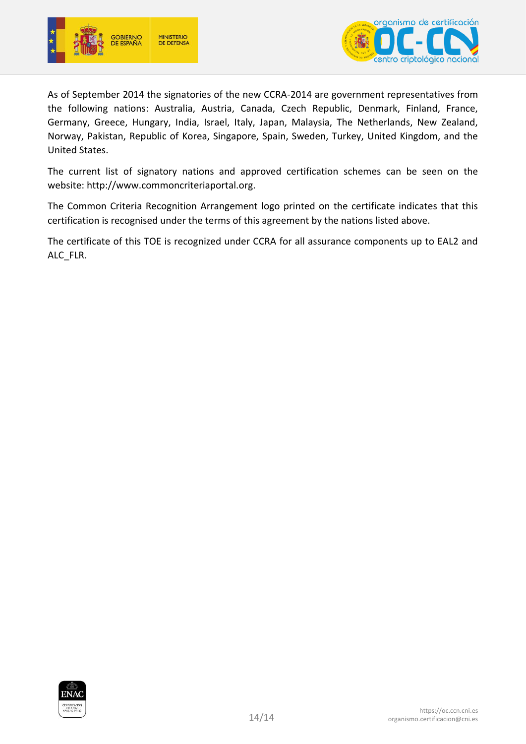As of September 2014 the signatories of the new CCRA-2014 are government representatives from the following nations: Australia, Austria, Canada, Czech Republic, Denmark, Finland, France, Germany, Greece, Hungary, India, Israel, Italy, Japan, Malaysia, The Netherlands, New Zealand, Norway, Pakistan, Republic of Korea, Singapore, Spain, Sweden, Turkey, United Kingdom, and the United States.

The current list of signatory nations and approved certification schemes can be seen on the website: http://www.commoncriteriaportal.org.

The Common Criteria Recognition Arrangement logo printed on the certificate indicates that this certification is recognised under the terms of this agreement by the nations listed above.

The certificate of this TOE is recognized under CCRA for all assurance components up to EAL2 and ALC_FLR.